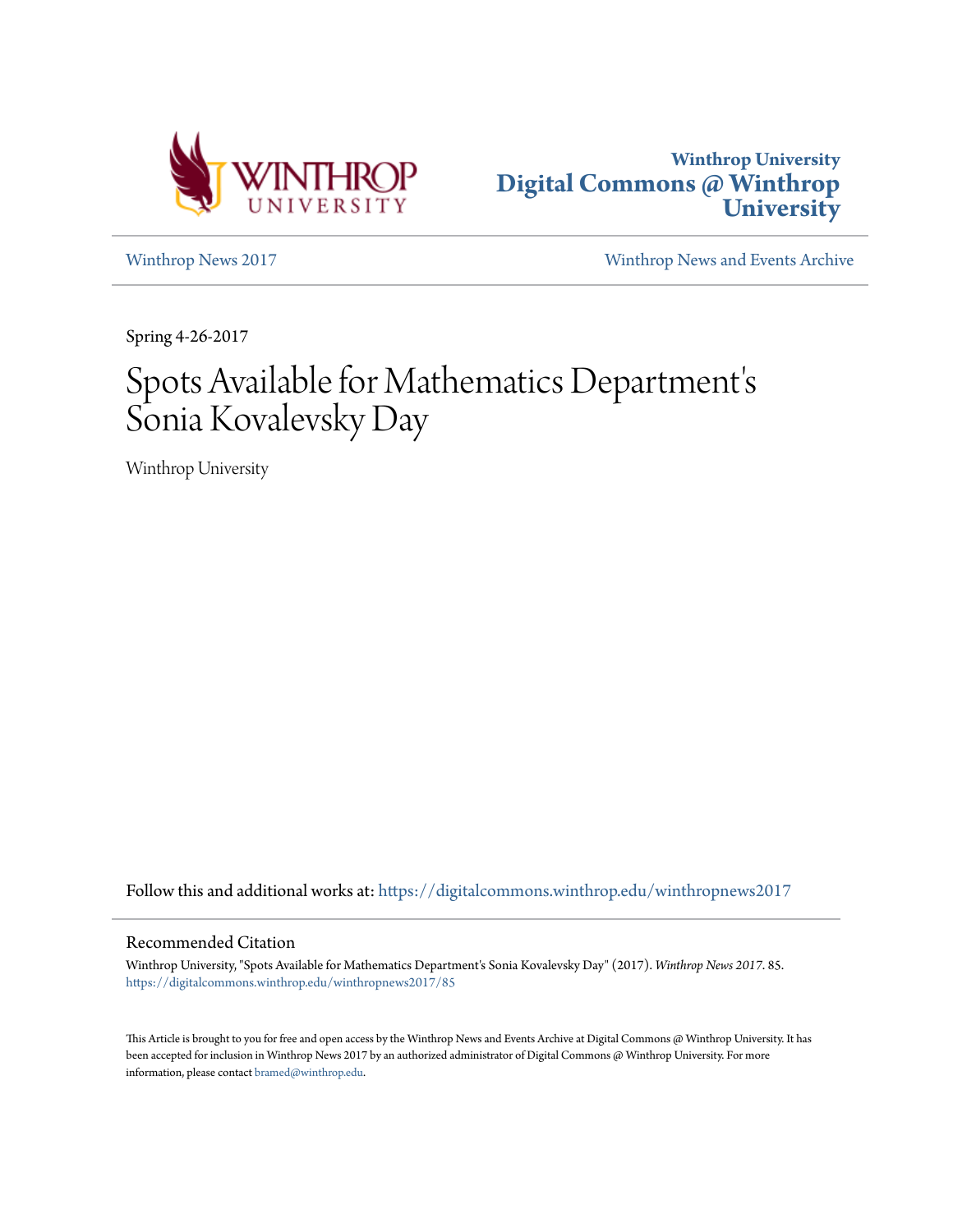Winthrop University
Digital Commons @ Winthrop University

Winthrop News 2017 | Winthrop News and Events Archive

Spring 4-26-2017

# Spots Available for Mathematics Department's Sonia Kovalevsky Day

Winthrop University

Follow this and additional works at: https://digitalcommons.winthrop.edu/winthropnews2017

## Recommended Citation

Winthrop University, "Spots Available for Mathematics Department's Sonia Kovalevsky Day" (2017). *Winthrop News 2017*. 85.
https://digitalcommons.winthrop.edu/winthropnews2017/85

This Article is brought to you for free and open access by the Winthrop News and Events Archive at Digital Commons @ Winthrop University. It has been accepted for inclusion in Winthrop News 2017 by an authorized administrator of Digital Commons @ Winthrop University. For more information, please contact bramed@winthrop.edu.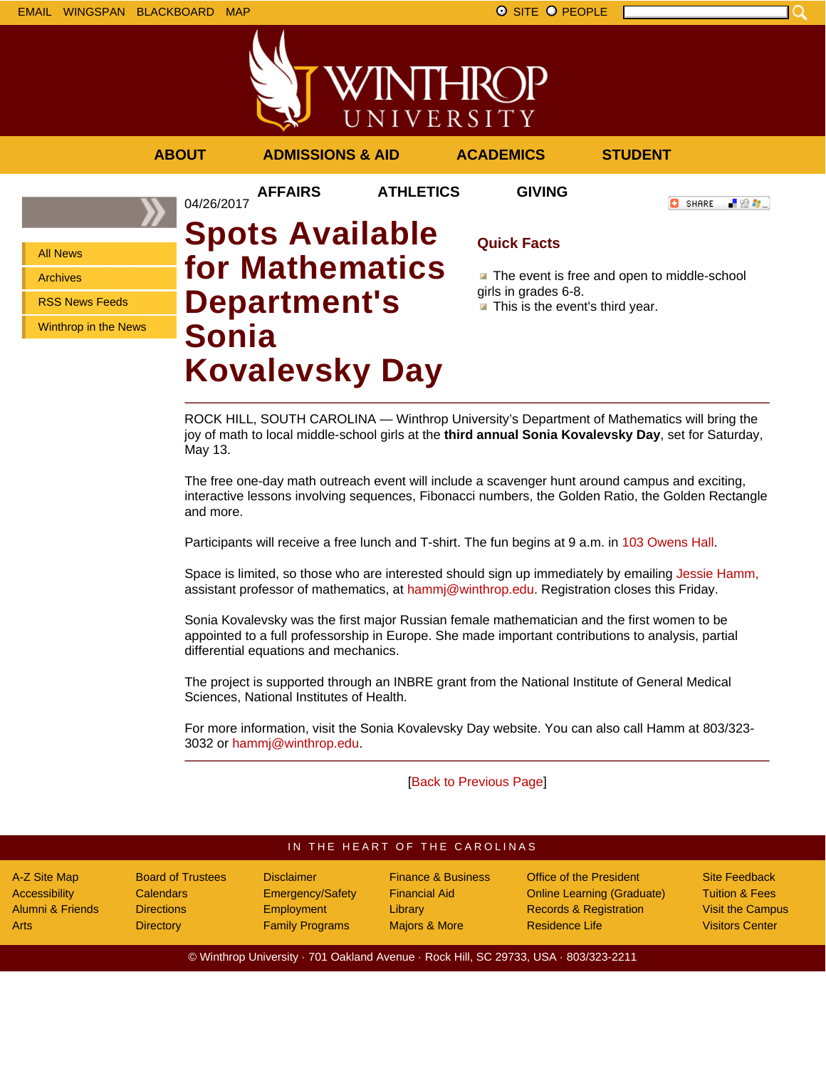EMAIL WINGSPAN BLACKBOARD MAP

SITE PEOPLE

WINTHROP UNIVERSITY

ABOUT ADMISSIONS & AID ACADEMICS STUDENT AFFAIRS ATHLETICS GIVING

- All News
- Archives
- RSS News Feeds
- Winthrop in the News

04/26/2017

# Spots Available for Mathematics Department's Sonia Kovalevsky Day

## Quick Facts

- The event is free and open to middle-school girls in grades 6-8.
- This is the event's third year.

---

ROCK HILL, SOUTH CAROLINA — Winthrop University's Department of Mathematics will bring the joy of math to local middle-school girls at the **third annual Sonia Kovalevsky Day**, set for Saturday, May 13.

The free one-day math outreach event will include a scavenger hunt around campus and exciting, interactive lessons involving sequences, Fibonacci numbers, the Golden Ratio, the Golden Rectangle and more.

Participants will receive a free lunch and T-shirt. The fun begins at 9 a.m. in 103 Owens Hall.

Space is limited, so those who are interested should sign up immediately by emailing Jessie Hamm, assistant professor of mathematics, at hammj@winthrop.edu. Registration closes this Friday.

Sonia Kovalevsky was the first major Russian female mathematician and the first women to be appointed to a full professorship in Europe. She made important contributions to analysis, partial differential equations and mechanics.

The project is supported through an INBRE grant from the National Institute of General Medical Sciences, National Institutes of Health.

For more information, visit the Sonia Kovalevsky Day website. You can also call Hamm at 803/323-3032 or hammj@winthrop.edu.

---

[Back to Previous Page]

IN THE HEART OF THE CAROLINAS

| | | | | | |
|---|---|---|---|---|---|
| A-Z Site Map | Board of Trustees | Disclaimer | Finance & Business | Office of the President | Site Feedback |
| Accessibility | Calendars | Emergency/Safety | Financial Aid | Online Learning (Graduate) | Tuition & Fees |
| Alumni & Friends | Directions | Employment | Library | Records & Registration | Visit the Campus |
| Arts | Directory | Family Programs | Majors & More | Residence Life | Visitors Center |

© Winthrop University · 701 Oakland Avenue · Rock Hill, SC 29733, USA · 803/323-2211